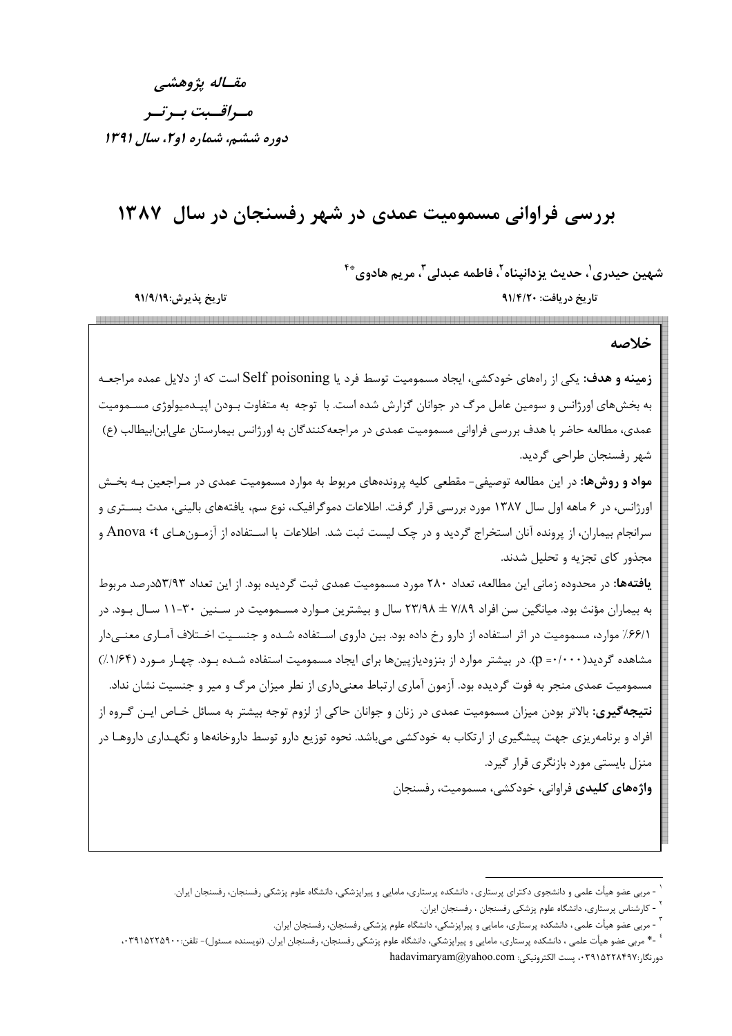*مقـاله پژوهشی*

*مـراقـبت بـرتـر*

*دوره ششم، شماره ۱و۲، سال ۱۳۹۱*

# بررسی فراوانی مسمومیت عمدی در شهر رفسنجان در سال ۱۳۸۷

**شهین حیدری[۱]، حدیث یزدانپناه[۲]، فاطمه عبدلی[۳]، مریم هادوی[۴*]**

تاریخ دریافت: ۹۱/۴/۲۰ — تاریخ پذیرش: ۹۱/۹/۱۹

## خلاصه

**زمینه و هدف:** یکی از راه‌های خودکشی، ایجاد مسمومیت توسط فرد یا Self poisoning است که از دلایل عمده مراجعه به بخش‌های اورژانس و سومین عامل مرگ در جوانان گزارش شده است. با توجه به متفاوت بودن اپیدمیولوژی مسمومیت عمدی، مطالعه حاضر با هدف بررسی فراوانی مسمومیت عمدی در مراجعه‌کنندگان به اورژانس بیمارستان علی‌ابن‌ابیطالب (ع) شهر رفسنجان طراحی گردید.

**مواد و روش‌ها:** در این مطالعه توصیفی- مقطعی کلیه پرونده‌های مربوط به موارد مسمومیت عمدی در مراجعین به بخش اورژانس، در ۶ ماهه اول سال ۱۳۸۷ مورد بررسی قرار گرفت. اطلاعات دموگرافیک، نوع سم، یافته‌های بالینی، مدت بستری و سرانجام بیماران، از پرونده آنان استخراج گردید و در چک لیست ثبت شد. اطلاعات با استفاده از آزمون‌های Anova ،t و مجذور کای تجزیه و تحلیل شدند.

**یافته‌ها:** در محدوده زمانی این مطالعه، تعداد ۲۸۰ مورد مسمومیت عمدی ثبت گردیده بود. از این تعداد ۵۳/۹۳درصد مربوط به بیماران مؤنث بود. میانگین سن افراد ۷/۸۹ ± ۲۳/۹۸ سال و بیشترین موارد مسمومیت در سنین ۳۰-۱۱ سال بود. در ۶۶/۱٪ موارد، مسمومیت در اثر استفاده از دارو رخ داده بود. بین داروی استفاده شده و جنسیت اختلاف آماری معنی‌دار مشاهده گردید(p =۰/۰۰۰). در بیشتر موارد از بنزودیازپین‌ها برای ایجاد مسمومیت استفاده شده بود. چهار مورد (۱/۶۴٪) مسمومیت عمدی منجر به فوت گردیده بود. آزمون آماری ارتباط معنی‌داری از نظر میزان مرگ و میر و جنسیت نشان نداد.

**نتیجه‌گیری:** بالاتر بودن میزان مسمومیت عمدی در زنان و جوانان حاکی از لزوم توجه بیشتر به مسائل خاص این گروه از افراد و برنامه‌ریزی جهت پیشگیری از ارتکاب به خودکشی می‌باشد. نحوه توزیع دارو توسط داروخانه‌ها و نگهداری داروها در منزل بایستی مورد بازنگری قرار گیرد.

**واژه‌های کلیدی** فراوانی، خودکشی، مسمومیت، رفسنجان

---

[۱] - مربی عضو هیأت علمی و دانشجوی دکترای پرستاری، دانشکده پرستاری، مامایی و پیراپزشکی، دانشگاه علوم پزشکی رفسنجان، رفسنجان ایران.

[۲] - کارشناس پرستاری، دانشگاه علوم پزشکی رفسنجان ، رفسنجان ایران.

[۳] - مربی عضو هیأت علمی ، دانشکده پرستاری، مامایی و پیراپزشکی، دانشگاه علوم پزشکی رفسنجان، رفسنجان ایران.

[۴] -* مربی عضو هیأت علمی ، دانشکده پرستاری، مامایی و پیراپزشکی، دانشگاه علوم پزشکی رفسنجان، رفسنجان ایران. (نویسنده مسئول)- تلفن:۰۳۹۱۵۲۲۵۹۰۰، دورنگار:۰۳۹۱۵۲۲۸۴۹۷، پست الکترونیکی: hadavimaryam@yahoo.com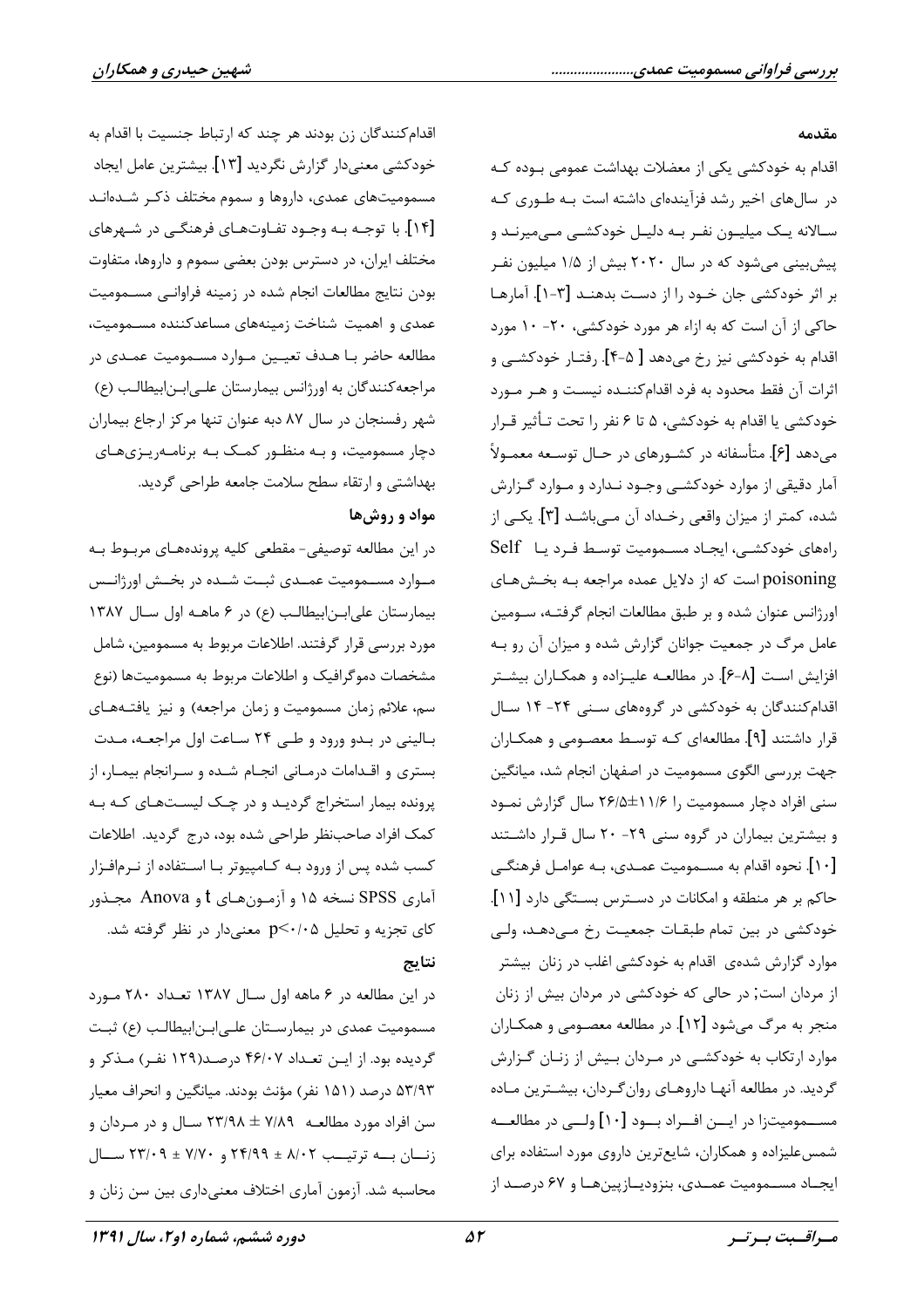### مقدمه

اقدام به خودکشی یکی از معضلات بهداشت عمومی بوده که در سال‌های اخیر رشد فزآینده‌ای داشته است به طوری که سالانه یک میلیون نفر به دلیل خودکشی می‌میرند و پیش‌بینی می‌شود که در سال ۲۰۲۰ بیش از ۱/۵ میلیون نفر بر اثر خودکشی جان خود را از دست بدهند [۳-۱]. آمارها حاکی از آن است که به ازاء هر مورد خودکشی، ۲۰- ۱۰ مورد اقدام به خودکشی نیز رخ می‌دهد [ ۵-۴]. رفتار خودکشی و اثرات آن فقط محدود به فرد اقدام‌کننده نیست و هر مورد خودکشی یا اقدام به خودکشی، ۵ تا ۶ نفر را تحت تأثیر قرار می‌دهد [۶]. متأسفانه در کشورهای در حال توسعه معمولاً آمار دقیقی از موارد خودکشی وجود ندارد و موارد گزارش شده، کمتر از میزان واقعی رخداد آن می‌باشد [۳]. یکی از راه‌های خودکشی، ایجاد مسمومیت توسط فرد یا Self poisoning است که از دلایل عمده مراجعه به بخش‌های اورژانس عنوان شده و بر طبق مطالعات انجام گرفته، سومین عامل مرگ در جمعیت جوانان گزارش شده و میزان آن رو به افزایش است [۸-۶]. در مطالعه علیزاده و همکاران بیشتر اقدام‌کنندگان به خودکشی در گروه‌های سنی ۲۴- ۱۴ سال قرار داشتند [۹]. مطالعه‌ای که توسط معصومی و همکاران جهت بررسی الگوی مسمومیت در اصفهان انجام شد، میانگین سنی افراد دچار مسمومیت را ۱۱/۶±۲۶/۵ سال گزارش نمود و بیشترین بیماران در گروه سنی ۲۹- ۲۰ سال قرار داشتند [۱۰]. نحوه اقدام به مسمومیت عمدی، به عوامل فرهنگی حاکم بر هر منطقه و امکانات در دسترس بستگی دارد [۱۱]. خودکشی در بین تمام طبقات جمعیت رخ می‌دهد، ولی موارد گزارش شده‌ی اقدام به خودکشی اغلب در زنان بیشتر از مردان است; در حالی که خودکشی در مردان بیش از زنان منجر به مرگ می‌شود [۱۲]. در مطالعه معصومی و همکاران موارد ارتکاب به خودکشی در مردان بیش از زنان گزارش گردید. در مطالعه آنها داروهای روان‌گردان، بیشترین ماده مسمومیت‌زا در این افراد بود [۱۰] ولی در مطالعه شمس‌علیزاده و همکاران، شایع‌ترین داروی مورد استفاده برای ایجاد مسمومیت عمدی، بنزودیازپین‌ها و ۶۷ درصد از اقدام‌کنندگان زن بودند هر چند که ارتباط جنسیت با اقدام به خودکشی معنی‌دار گزارش نگردید [۱۳]. بیشترین عامل ایجاد مسمومیت‌های عمدی، داروها و سموم مختلف ذکر شده‌اند [۱۴]. با توجه به وجود تفاوت‌های فرهنگی در شهرهای مختلف ایران، در دسترس بودن بعضی سموم و داروها، متفاوت بودن نتایج مطالعات انجام شده در زمینه فراوانی مسمومیت عمدی و اهمیت شناخت زمینه‌های مساعدکننده مسمومیت، مطالعه حاضر با هدف تعیین موارد مسمومیت عمدی در مراجعه‌کنندگان به اورژانس بیمارستان علی‌ابن‌ابیطالب (ع) شهر رفسنجان در سال ۸۷ به عنوان تنها مرکز ارجاع بیماران دچار مسمومیت، و به منظور کمک به برنامه‌ریزی‌های بهداشتی و ارتقاء سطح سلامت جامعه طراحی گردید.

### مواد و روش‌ها

در این مطالعه توصیفی- مقطعی کلیه پرونده‌های مربوط به موارد مسمومیت عمدی ثبت شده در بخش اورژانس بیمارستان علی‌ابن‌ابیطالب (ع) در ۶ ماهه اول سال ۱۳۸۷ مورد بررسی قرار گرفتند. اطلاعات مربوط به مسمومین، شامل مشخصات دموگرافیک و اطلاعات مربوط به مسمومیت‌ها (نوع سم، علائم زمان مسمومیت و زمان مراجعه) و نیز یافته‌های بالینی در بدو ورود و طی ۲۴ ساعت اول مراجعه، مدت بستری و اقدامات درمانی انجام شده و سرانجام بیمار، از پرونده بیمار استخراج گردید و در چک لیست‌های که به کمک افراد صاحب‌نظر طراحی شده بود، درج گردید. اطلاعات کسب شده پس از ورود به کامپیوتر با استفاده از نرم‌افزار آماری SPSS نسخه ۱۵ و آزمون‌های t و Anova مجذور کای تجزیه و تحلیل $p<0.05$ معنی‌دار در نظر گرفته شد.

### نتایج

در این مطالعه در ۶ ماهه اول سال ۱۳۸۷ تعداد ۲۸۰ مورد مسمومیت عمدی در بیمارستان علی‌ابن‌ابیطالب (ع) ثبت گردیده بود. از این تعداد ۴۶/۰۷ درصد(۱۲۹ نفر) مذکر و ۵۳/۹۳ درصد (۱۵۱ نفر) مؤنث بودند. میانگین و انحراف معیار سن افراد مورد مطالعه ۷/۸۹ ± ۲۳/۹۸ سال و در مردان و زنان به ترتیب ۸/۰۲ ± ۲۴/۹۹ و ۷/۷۰ ± ۲۳/۰۹ سال محاسبه شد. آزمون آماری اختلاف معنی‌داری بین سن زنان و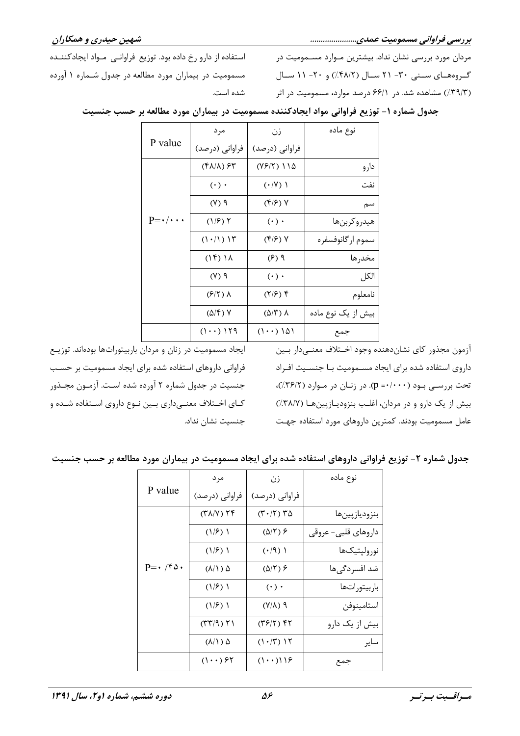مردان مورد بررسی نشان نداد. بیشترین موارد مسمومیت در گروه‌های سنی ۳۰- ۲۱ سال (۴۸/۲٪) و ۲۰- ۱۱ سال (۳۹/۳٪) مشاهده شد. در ۶۶/۱ درصد موارد، مسمومیت در اثر استفاده از دارو رخ داده بود. توزیع فراوانی مواد ایجادکننده مسمومیت در بیماران مورد مطالعه در جدول شماره ۱ آورده شده است.

**جدول شماره ۱- توزیع فراوانی مواد ایجادکننده مسمومیت در بیماران مورد مطالعه بر حسب جنسیت**

| نوع ماده | زن فراوانی (درصد) | مرد فراوانی (درصد) | P value |
|---|---|---|---|
| دارو | ۱۱۵ (۷۶/۲) | ۶۳ (۴۸/۸) | P=۰/۰۰۰ |
| نفت | ۱ (۰/۷) | ۰ (۰) | |
| سم | ۷ (۴/۶) | ۹ (۷) | |
| هیدروکربن‌ها | ۰ (۰) | ۲ (۱/۶) | |
| سموم ارگانوفسفره | ۷ (۴/۶) | ۱۳ (۱۰/۱) | |
| مخدرها | ۹ (۶) | ۱۸ (۱۴) | |
| الکل | ۰ (۰) | ۹ (۷) | |
| نامعلوم | ۴ (۲/۶) | ۸ (۶/۲) | |
| بیش از یک نوع ماده | ۸ (۵/۳) | ۷ (۵/۴) | |
| جمع | ۱۵۱ (۱۰۰) | ۱۲۹ (۱۰۰) | |

آزمون مجذور کای نشان‌دهنده وجود اختلاف معنی‌دار بین داروی استفاده شده برای ایجاد مسمومیت با جنسیت افراد تحت بررسی بود (p =۰/۰۰۰). در زنان در موارد (۳۶/۲٪)، بیش از یک دارو و در مردان، اغلب بنزودیازپین‌ها (۳۸/۷٪) عامل مسمومیت بودند. کمترین داروهای مورد استفاده جهت ایجاد مسمومیت در زنان و مردان باربیتورات‌ها بوده‌اند. توزیع فراوانی داروهای استفاده شده برای ایجاد مسمومیت بر حسب جنسیت در جدول شماره ۲ آورده شده است. آزمون مجذور کای اختلاف معنی‌داری بین نوع داروی استفاده شده و جنسیت نشان نداد.

**جدول شماره ۲- توزیع فراوانی داروهای استفاده شده برای ایجاد مسمومیت در بیماران مورد مطالعه بر حسب جنسیت**

| نوع ماده | زن فراوانی (درصد) | مرد فراوانی (درصد) | P value |
|---|---|---|---|
| بنزودیازپین‌ها | ۳۵ (۳۰/۲) | ۲۴ (۳۸/۷) | P=۰/۴۵۰ |
| داروهای قلبی- عروقی | ۶ (۵/۲) | ۱ (۱/۶) | |
| نورولپتیک‌ها | ۱ (۰/۹) | ۱ (۱/۶) | |
| ضد افسردگی‌ها | ۶ (۵/۲) | ۵ (۸/۱) | |
| باربیتورات‌ها | ۰ (۰) | ۱ (۱/۶) | |
| استامینوفن | ۹ (۷/۸) | ۱ (۱/۶) | |
| بیش از یک دارو | ۴۲ (۳۶/۲) | ۲۱ (۳۳/۹) | |
| سایر | ۱۲ (۱۰/۳) | ۵ (۸/۱) | |
| جمع | ۱۱۶(۱۰۰) | ۶۲ (۱۰۰) | |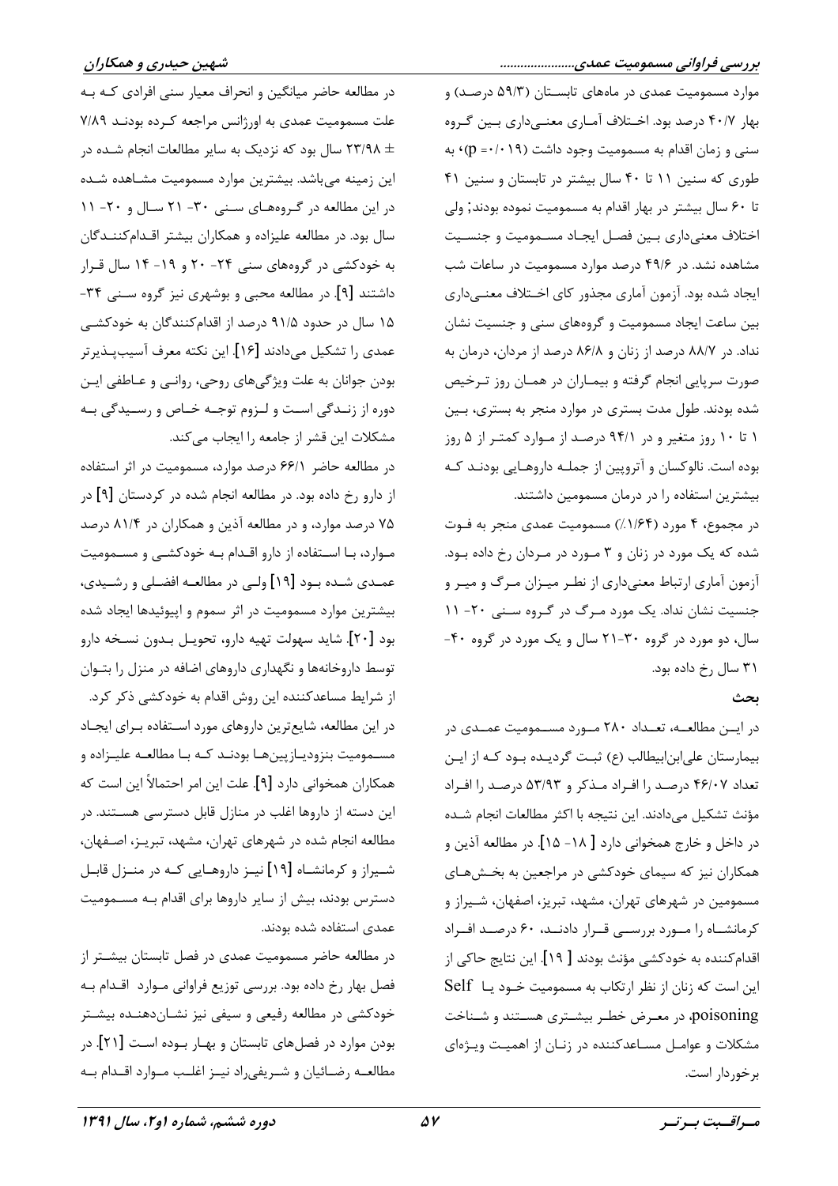موارد مسمومیت عمدی در ماه‌های تابستان (۵۹/۳ درصد) و بهار ۴۰/۷ درصد بود. اختلاف آماری معنی‌داری بین گروه سنی و زمان اقدام به مسمومیت وجود داشت (p= ۰/۰۱۹)، به طوری که سنین ۱۱ تا ۴۰ سال بیشتر در تابستان و سنین ۴۱ تا ۶۰ سال بیشتر در بهار اقدام به مسمومیت نموده بودند; ولی اختلاف معنی‌داری بین فصل ایجاد مسمومیت و جنسیت مشاهده نشد. در ۴۹/۶ درصد موارد مسمومیت در ساعات شب ایجاد شده بود. آزمون آماری مجذور کای اختلاف معنی‌داری بین ساعت ایجاد مسمومیت و گروه‌های سنی و جنسیت نشان نداد. در ۸۸/۷ درصد از زنان و ۸۶/۸ درصد از مردان، درمان به صورت سرپایی انجام گرفته و بیماران در همان روز ترخیص شده بودند. طول مدت بستری در موارد منجر به بستری، بین ۱ تا ۱۰ روز متغیر و در ۹۴/۱ درصد از موارد کمتر از ۵ روز بوده است. نالوکسان و آتروپین از جمله داروهایی بودند که بیشترین استفاده را در درمان مسمومین داشتند.

در مجموع، ۴ مورد (۱/۶۴٪) مسمومیت عمدی منجر به فوت شده که یک مورد در زنان و ۳ مورد در مردان رخ داده بود. آزمون آماری ارتباط معنی‌داری از نظر میزان مرگ و میر و جنسیت نشان نداد. یک مورد مرگ در گروه سنی ۲۰- ۱۱ سال، دو مورد در گروه ۳۰-۲۱ سال و یک مورد در گروه ۴۰- ۳۱ سال رخ داده بود.

## بحث

در این مطالعه، تعداد ۲۸۰ مورد مسمومیت عمدی در بیمارستان علی‌ابن‌ابیطالب (ع) ثبت گردیده بود که از این تعداد ۴۶/۰۷ درصد را افراد مذکر و ۵۳/۹۳ درصد را افراد مؤنث تشکیل می‌دادند. این نتیجه با اکثر مطالعات انجام شده در داخل و خارج همخوانی دارد [ ۱۸- ۱۵]. در مطالعه آذین و همکاران نیز که سیمای خودکشی در مراجعین به بخش‌های مسمومین در شهرهای تهران، مشهد، تبریز، اصفهان، شیراز و کرمانشاه را مورد بررسی قرار دادند، ۶۰ درصد افراد اقدام‌کننده به خودکشی مؤنث بودند [ ۱۹]. این نتایج حاکی از این است که زنان از نظر ارتکاب به مسمومیت خود یا Self poisoning، در معرض خطر بیشتری هستند و شناخت مشکلات و عوامل مساعدکننده در زنان از اهمیت ویژه‌ای برخوردار است.

در مطالعه حاضر میانگین و انحراف معیار سنی افرادی که به علت مسمومیت عمدی به اورژانس مراجعه کرده بودند ۷/۸۹ ± ۲۳/۹۸ سال بود که نزدیک به سایر مطالعات انجام شده در این زمینه می‌باشد. بیشترین موارد مسمومیت مشاهده شده در این مطالعه در گروه‌های سنی ۳۰- ۲۱ سال و ۲۰- ۱۱ سال بود. در مطالعه علیزاده و همکاران بیشتر اقدام‌کنندگان به خودکشی در گروه‌های سنی ۲۴- ۲۰ و ۱۹- ۱۴ سال قرار داشتند [۹]. در مطالعه محبی و بوشهری نیز گروه سنی ۳۴- ۱۵ سال در حدود ۹۱/۵ درصد از اقدام‌کنندگان به خودکشی عمدی را تشکیل می‌دادند [۱۶]. این نکته معرف آسیب‌پذیرتر بودن جوانان به علت ویژگی‌های روحی، روانی و عاطفی این دوره از زندگی است و لزوم توجه خاص و رسیدگی به مشکلات این قشر از جامعه را ایجاب می‌کند.

در مطالعه حاضر ۶۶/۱ درصد موارد، مسمومیت در اثر استفاده از دارو رخ داده بود. در مطالعه انجام شده در کردستان [۹] در ۷۵ درصد موارد، و در مطالعه آذین و همکاران در ۸۱/۴ درصد موارد، با استفاده از دارو اقدام به خودکشی و مسمومیت عمدی شده بود [۱۹] ولی در مطالعه افضلی و رشیدی، بیشترین موارد مسمومیت در اثر سموم و اپیوئیدها ایجاد شده بود [۲۰]. شاید سهولت تهیه دارو، تحویل بدون نسخه دارو توسط داروخانه‌ها و نگهداری داروهای اضافه در منزل را بتوان از شرایط مساعدکننده این روش اقدام به خودکشی ذکر کرد.

در این مطالعه، شایع‌ترین داروهای مورد استفاده برای ایجاد مسمومیت بنزودیازپین‌ها بودند که با مطالعه علیزاده و همکاران همخوانی دارد [۹]. علت این امر احتمالاً این است که این دسته از داروها اغلب در منازل قابل دسترسی هستند. در مطالعه انجام شده در شهرهای تهران، مشهد، تبریز، اصفهان، شیراز و کرمانشاه [۱۹] نیز داروهایی که در منزل قابل دسترس بودند، بیش از سایر داروها برای اقدام به مسمومیت عمدی استفاده شده بودند.

در مطالعه حاضر مسمومیت عمدی در فصل تابستان بیشتر از فصل بهار رخ داده بود. بررسی توزیع فراوانی موارد اقدام به خودکشی در مطالعه رفیعی و سیفی نیز نشان‌دهنده بیشتر بودن موارد در فصل‌های تابستان و بهار بوده است [۲۱]. در مطالعه رضائیان و شریفی‌راد نیز اغلب موارد اقدام به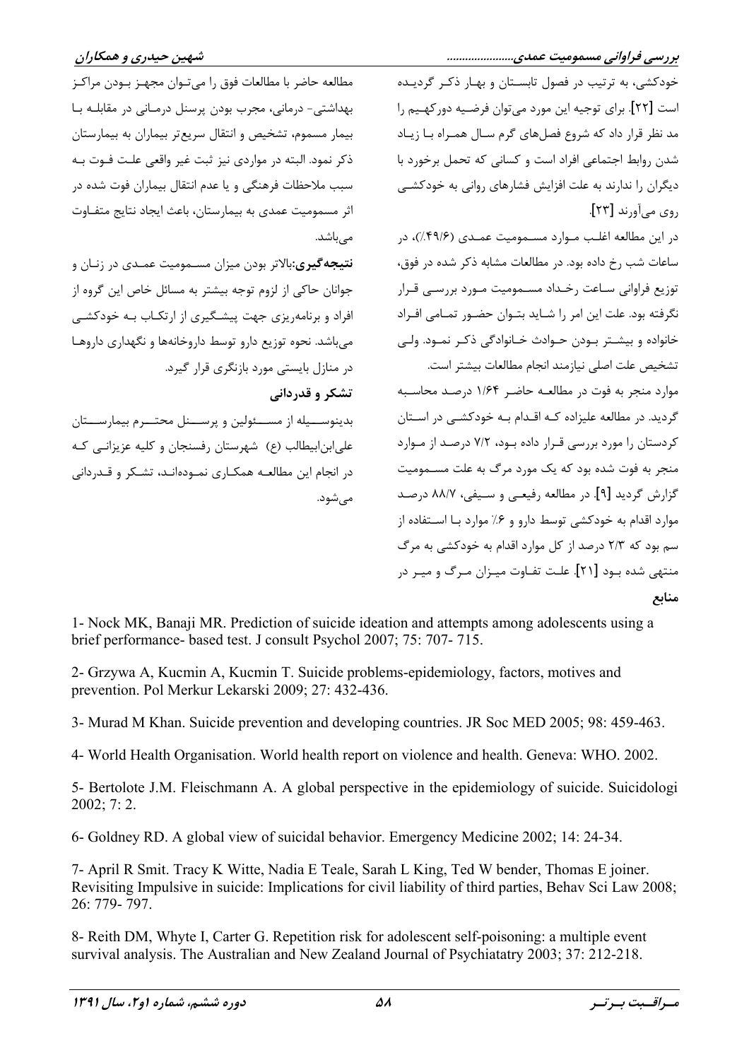خودکشی، به ترتیب در فصول تابستان و بهار ذکر گردیده است [۲۲]. برای توجیه این مورد می‌توان فرضیه دورکهیم را مد نظر قرار داد که شروع فصل‌های گرم سال همراه با زیاد شدن روابط اجتماعی افراد است و کسانی که تحمل برخورد با دیگران را ندارند به علت افزایش فشارهای روانی به خودکشی روی می‌آورند [۲۳].

در این مطالعه اغلب موارد مسمومیت عمدی (۴۹/۶٪)، در ساعات شب رخ داده بود. در مطالعات مشابه ذکر شده در فوق، توزیع فراوانی ساعت رخداد مسمومیت مورد بررسی قرار نگرفته بود. علت این امر را شاید بتوان حضور تمامی افراد خانواده و بیشتر بودن حوادث خانوادگی ذکر نمود. ولی تشخیص علت اصلی نیازمند انجام مطالعات بیشتر است.

موارد منجر به فوت در مطالعه حاضر ۱/۶۴ درصد محاسبه گردید. در مطالعه علیزاده که اقدام به خودکشی در استان کردستان را مورد بررسی قرار داده بود، ۷/۲ درصد از موارد منجر به فوت شده بود که یک مورد مرگ به علت مسمومیت گزارش گردید [۹]. در مطالعه رفیعی و سیفی، ۸۸/۷ درصد موارد اقدام به خودکشی توسط دارو و ۶٪ موارد با استفاده از سم بود که ۲/۳ درصد از کل موارد اقدام به خودکشی به مرگ منتهی شده بود [۲۱]. علت تفاوت میزان مرگ و میر در مطالعه حاضر با مطالعات فوق را می‌توان مجهز بودن مراکز بهداشتی- درمانی، مجرب بودن پرسنل درمانی در مقابله با بیمار مسموم، تشخیص و انتقال سریع‌تر بیماران به بیمارستان ذکر نمود. البته در مواردی نیز ثبت غیر واقعی علت فوت به سبب ملاحظات فرهنگی و یا عدم انتقال بیماران فوت شده در اثر مسمومیت عمدی به بیمارستان، باعث ایجاد نتایج متفاوت می‌باشد.

**نتیجه‌گیری:** بالاتر بودن میزان مسمومیت عمدی در زنان و جوانان حاکی از لزوم توجه بیشتر به مسائل خاص این گروه از افراد و برنامه‌ریزی جهت پیشگیری از ارتکاب به خودکشی می‌باشد. نحوه توزیع دارو توسط داروخانه‌ها و نگهداری داروها در منازل بایستی مورد بازنگری قرار گیرد.

## تشکر و قدردانی

بدینوسیله از مسئولین و پرسنل محترم بیمارستان علی‌ابن‌ابیطالب (ع) شهرستان رفسنجان و کلیه عزیزانی که در انجام این مطالعه همکاری نموده‌اند، تشکر و قدردانی می‌شود.

## منابع

1- Nock MK, Banaji MR. Prediction of suicide ideation and attempts among adolescents using a brief performance- based test. J consult Psychol 2007; 75: 707- 715.

2- Grzywa A, Kucmin A, Kucmin T. Suicide problems-epidemiology, factors, motives and prevention. Pol Merkur Lekarski 2009; 27: 432-436.

3- Murad M Khan. Suicide prevention and developing countries. JR Soc MED 2005; 98: 459-463.

4- World Health Organisation. World health report on violence and health. Geneva: WHO. 2002.

5- Bertolote J.M. Fleischmann A. A global perspective in the epidemiology of suicide. Suicidologi 2002; 7: 2.

6- Goldney RD. A global view of suicidal behavior. Emergency Medicine 2002; 14: 24-34.

7- April R Smit. Tracy K Witte, Nadia E Teale, Sarah L King, Ted W bender, Thomas E joiner. Revisiting Impulsive in suicide: Implications for civil liability of third parties, Behav Sci Law 2008; 26: 779- 797.

8- Reith DM, Whyte I, Carter G. Repetition risk for adolescent self-poisoning: a multiple event survival analysis. The Australian and New Zealand Journal of Psychiatatry 2003; 37: 212-218.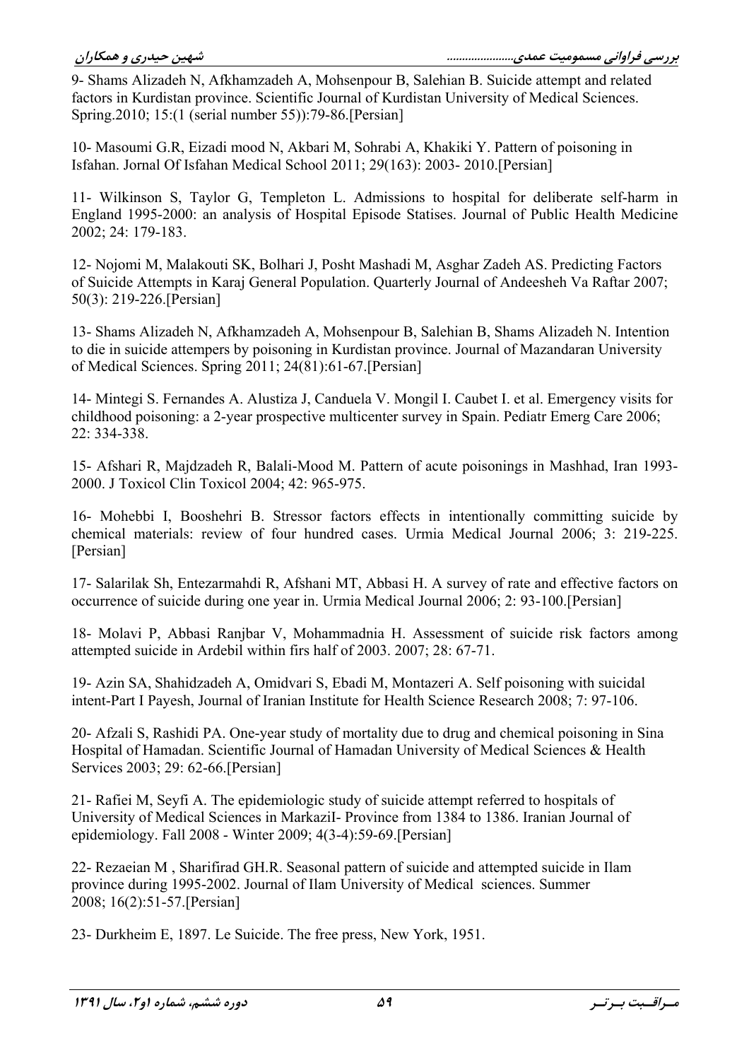9- Shams Alizadeh N, Afkhamzadeh A, Mohsenpour B, Salehian B. Suicide attempt and related factors in Kurdistan province. Scientific Journal of Kurdistan University of Medical Sciences. Spring.2010; 15:(1 (serial number 55)):79-86.[Persian]

10- Masoumi G.R, Eizadi mood N, Akbari M, Sohrabi A, Khakiki Y. Pattern of poisoning in Isfahan. Jornal Of Isfahan Medical School 2011; 29(163): 2003- 2010.[Persian]

11- Wilkinson S, Taylor G, Templeton L. Admissions to hospital for deliberate self-harm in England 1995-2000: an analysis of Hospital Episode Statises. Journal of Public Health Medicine 2002; 24: 179-183.

12- Nojomi M, Malakouti SK, Bolhari J, Posht Mashadi M, Asghar Zadeh AS. Predicting Factors of Suicide Attempts in Karaj General Population. Quarterly Journal of Andeesheh Va Raftar 2007; 50(3): 219-226.[Persian]

13- Shams Alizadeh N, Afkhamzadeh A, Mohsenpour B, Salehian B, Shams Alizadeh N. Intention to die in suicide attempers by poisoning in Kurdistan province. Journal of Mazandaran University of Medical Sciences. Spring 2011; 24(81):61-67.[Persian]

14- Mintegi S. Fernandes A. Alustiza J, Canduela V. Mongil I. Caubet I. et al. Emergency visits for childhood poisoning: a 2-year prospective multicenter survey in Spain. Pediatr Emerg Care 2006; 22: 334-338.

15- Afshari R, Majdzadeh R, Balali-Mood M. Pattern of acute poisonings in Mashhad, Iran 1993-2000. J Toxicol Clin Toxicol 2004; 42: 965-975.

16- Mohebbi I, Booshehri B. Stressor factors effects in intentionally committing suicide by chemical materials: review of four hundred cases. Urmia Medical Journal 2006; 3: 219-225. [Persian]

17- Salarilak Sh, Entezarmahdi R, Afshani MT, Abbasi H. A survey of rate and effective factors on occurrence of suicide during one year in. Urmia Medical Journal 2006; 2: 93-100.[Persian]

18- Molavi P, Abbasi Ranjbar V, Mohammadnia H. Assessment of suicide risk factors among attempted suicide in Ardebil within firs half of 2003. 2007; 28: 67-71.

19- Azin SA, Shahidzadeh A, Omidvari S, Ebadi M, Montazeri A. Self poisoning with suicidal intent-Part I Payesh, Journal of Iranian Institute for Health Science Research 2008; 7: 97-106.

20- Afzali S, Rashidi PA. One-year study of mortality due to drug and chemical poisoning in Sina Hospital of Hamadan. Scientific Journal of Hamadan University of Medical Sciences & Health Services 2003; 29: 62-66.[Persian]

21- Rafiei M, Seyfi A. The epidemiologic study of suicide attempt referred to hospitals of University of Medical Sciences in MarkaziI- Province from 1384 to 1386. Iranian Journal of epidemiology. Fall 2008 - Winter 2009; 4(3-4):59-69.[Persian]

22- Rezaeian M , Sharifirad GH.R. Seasonal pattern of suicide and attempted suicide in Ilam province during 1995-2002. Journal of Ilam University of Medical sciences. Summer 2008; 16(2):51-57.[Persian]

23- Durkheim E, 1897. Le Suicide. The free press, New York, 1951.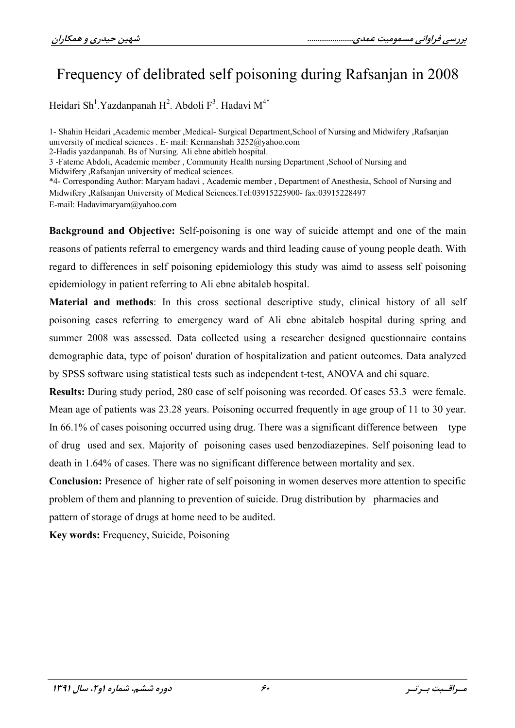# Frequency of delibrated self poisoning during Rafsanjan in 2008

Heidari Sh[1].Yazdanpanah H[2]. Abdoli F[3]. Hadavi M[4*]

1- Shahin Heidari ,Academic member ,Medical- Surgical Department,School of Nursing and Midwifery ,Rafsanjan university of medical sciences . E- mail: Kermanshah 3252@yahoo.com
2-Hadis yazdanpanah. Bs of Nursing. Ali ebne abitleb hospital.
3 -Fateme Abdoli, Academic member , Community Health nursing Department ,School of Nursing and Midwifery ,Rafsanjan university of medical sciences.
*4- Corresponding Author: Maryam hadavi , Academic member , Department of Anesthesia, School of Nursing and Midwifery ,Rafsanjan University of Medical Sciences.Tel:03915225900- fax:03915228497
E-mail: Hadavimaryam@yahoo.com

**Background and Objective:** Self-poisoning is one way of suicide attempt and one of the main reasons of patients referral to emergency wards and third leading cause of young people death. With regard to differences in self poisoning epidemiology this study was aimd to assess self poisoning epidemiology in patient referring to Ali ebne abitaleb hospital.

**Material and methods**: In this cross sectional descriptive study, clinical history of all self poisoning cases referring to emergency ward of Ali ebne abitaleb hospital during spring and summer 2008 was assessed. Data collected using a researcher designed questionnaire contains demographic data, type of poison' duration of hospitalization and patient outcomes. Data analyzed by SPSS software using statistical tests such as independent t-test, ANOVA and chi square.

**Results:** During study period, 280 case of self poisoning was recorded. Of cases 53.3 were female. Mean age of patients was 23.28 years. Poisoning occurred frequently in age group of 11 to 30 year. In 66.1% of cases poisoning occurred using drug. There was a significant difference between type of drug used and sex. Majority of poisoning cases used benzodiazepines. Self poisoning lead to death in 1.64% of cases. There was no significant difference between mortality and sex.

**Conclusion:** Presence of higher rate of self poisoning in women deserves more attention to specific problem of them and planning to prevention of suicide. Drug distribution by pharmacies and pattern of storage of drugs at home need to be audited.

**Key words:** Frequency, Suicide, Poisoning